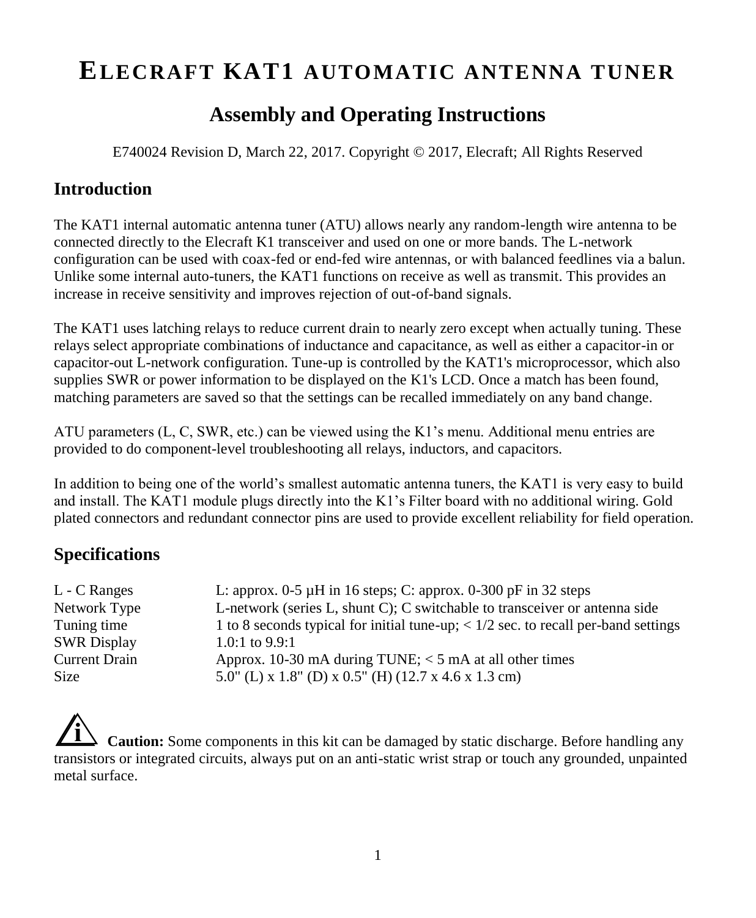# ELECRAFT KAT1 AUTOMATIC ANTENNA TUNER

## Assembly and Operating Instructions

E740024 Revision D, March 22, 2017. Copyright © 2017, Elecraft; All Rights Reserved

## Introduction

The KAT1 internal automatic antenna tuner (ATU) allows nearly any random-length wire antenna to be connected directly to the Elecraft K1 transceiver and used on one or more bands. The L-network configuration can be used with coax-fed or end-fed wire antennas, or with balanced feedlines via a balun. Unlike some internal auto-tuners, the KAT1 functions on receive as well as transmit. This provides an increase in receive sensitivity and improves rejection of out-of-band signals.

The KAT1 uses latching relays to reduce current drain to nearly zero except when actually tuning. These relays select appropriate combinations of inductance and capacitance, as well as either a capacitor-in or capacitor-out L-network configuration. Tune-up is controlled by the KAT1's microprocessor, which also supplies SWR or power information to be displayed on the K1's LCD. Once a match has been found, matching parameters are saved so that the settings can be recalled immediately on any band change.

ATU parameters (L, C, SWR, etc.) can be viewed using the K1's menu. Additional menu entries are provided to do component-level troubleshooting all relays, inductors, and capacitors.

In addition to being one of the world's smallest automatic antenna tuners, the KAT1 is very easy to build and install. The KAT1 module plugs directly into the K1's Filter board with no additional wiring. Gold plated connectors and redundant connector pins are used to provide excellent reliability for field operation.

## Specifications

| | |
|---|---|
| L - C Ranges | L: approx. 0-5 µH in 16 steps; C: approx. 0-300 pF in 32 steps |
| Network Type | L-network (series L, shunt C); C switchable to transceiver or antenna side |
| Tuning time | 1 to 8 seconds typical for initial tune-up; < 1/2 sec. to recall per-band settings |
| SWR Display | 1.0:1 to 9.9:1 |
| Current Drain | Approx. 10-30 mA during TUNE; < 5 mA at all other times |
| Size | 5.0" (L) x 1.8" (D) x 0.5" (H) (12.7 x 4.6 x 1.3 cm) |

**Caution:** Some components in this kit can be damaged by static discharge. Before handling any transistors or integrated circuits, always put on an anti-static wrist strap or touch any grounded, unpainted metal surface.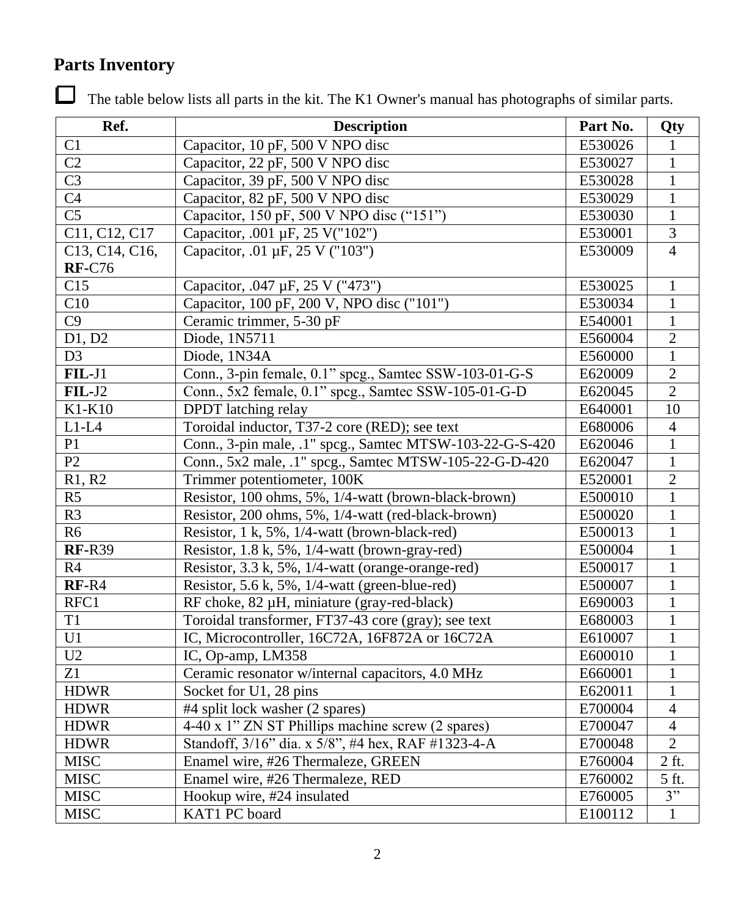## Parts Inventory

☐ The table below lists all parts in the kit. The K1 Owner's manual has photographs of similar parts.

| Ref. | Description | Part No. | Qty |
|---|---|---|---|
| C1 | Capacitor, 10 pF, 500 V NPO disc | E530026 | 1 |
| C2 | Capacitor, 22 pF, 500 V NPO disc | E530027 | 1 |
| C3 | Capacitor, 39 pF, 500 V NPO disc | E530028 | 1 |
| C4 | Capacitor, 82 pF, 500 V NPO disc | E530029 | 1 |
| C5 | Capacitor, 150 pF, 500 V NPO disc ("151") | E530030 | 1 |
| C11, C12, C17 | Capacitor, .001 µF, 25 V("102") | E530001 | 3 |
| C13, C14, C16, **RF**-C76 | Capacitor, .01 µF, 25 V ("103") | E530009 | 4 |
| C15 | Capacitor, .047 µF, 25 V ("473") | E530025 | 1 |
| C10 | Capacitor, 100 pF, 200 V, NPO disc ("101") | E530034 | 1 |
| C9 | Ceramic trimmer, 5-30 pF | E540001 | 1 |
| D1, D2 | Diode, 1N5711 | E560004 | 2 |
| D3 | Diode, 1N34A | E560000 | 1 |
| **FIL**-J1 | Conn., 3-pin female, 0.1" spcg., Samtec SSW-103-01-G-S | E620009 | 2 |
| **FIL**-J2 | Conn., 5x2 female, 0.1" spcg., Samtec SSW-105-01-G-D | E620045 | 2 |
| K1-K10 | DPDT latching relay | E640001 | 10 |
| L1-L4 | Toroidal inductor, T37-2 core (RED); see text | E680006 | 4 |
| P1 | Conn., 3-pin male, .1" spcg., Samtec MTSW-103-22-G-S-420 | E620046 | 1 |
| P2 | Conn., 5x2 male, .1" spcg., Samtec MTSW-105-22-G-D-420 | E620047 | 1 |
| R1, R2 | Trimmer potentiometer, 100K | E520001 | 2 |
| R5 | Resistor, 100 ohms, 5%, 1/4-watt (brown-black-brown) | E500010 | 1 |
| R3 | Resistor, 200 ohms, 5%, 1/4-watt (red-black-brown) | E500020 | 1 |
| R6 | Resistor, 1 k, 5%, 1/4-watt (brown-black-red) | E500013 | 1 |
| **RF**-R39 | Resistor, 1.8 k, 5%, 1/4-watt (brown-gray-red) | E500004 | 1 |
| R4 | Resistor, 3.3 k, 5%, 1/4-watt (orange-orange-red) | E500017 | 1 |
| **RF**-R4 | Resistor, 5.6 k, 5%, 1/4-watt (green-blue-red) | E500007 | 1 |
| RFC1 | RF choke, 82 µH, miniature (gray-red-black) | E690003 | 1 |
| T1 | Toroidal transformer, FT37-43 core (gray); see text | E680003 | 1 |
| U1 | IC, Microcontroller, 16C72A, 16F872A or 16C72A | E610007 | 1 |
| U2 | IC, Op-amp, LM358 | E600010 | 1 |
| Z1 | Ceramic resonator w/internal capacitors, 4.0 MHz | E660001 | 1 |
| HDWR | Socket for U1, 28 pins | E620011 | 1 |
| HDWR | #4 split lock washer (2 spares) | E700004 | 4 |
| HDWR | 4-40 x 1" ZN ST Phillips machine screw (2 spares) | E700047 | 4 |
| HDWR | Standoff, 3/16" dia. x 5/8", #4 hex, RAF #1323-4-A | E700048 | 2 |
| MISC | Enamel wire, #26 Thermaleze, GREEN | E760004 | 2 ft. |
| MISC | Enamel wire, #26 Thermaleze, RED | E760002 | 5 ft. |
| MISC | Hookup wire, #24 insulated | E760005 | 3" |
| MISC | KAT1 PC board | E100112 | 1 |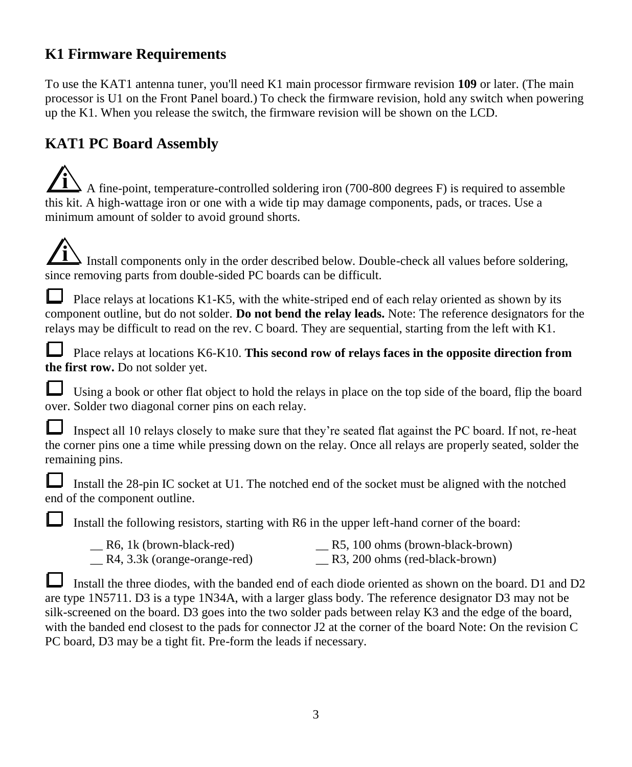## K1 Firmware Requirements

To use the KAT1 antenna tuner, you'll need K1 main processor firmware revision **109** or later. (The main processor is U1 on the Front Panel board.) To check the firmware revision, hold any switch when powering up the K1. When you release the switch, the firmware revision will be shown on the LCD.

## KAT1 PC Board Assembly

A fine-point, temperature-controlled soldering iron (700-800 degrees F) is required to assemble this kit. A high-wattage iron or one with a wide tip may damage components, pads, or traces. Use a minimum amount of solder to avoid ground shorts.

Install components only in the order described below. Double-check all values before soldering, since removing parts from double-sided PC boards can be difficult.

☐ Place relays at locations K1-K5, with the white-striped end of each relay oriented as shown by its component outline, but do not solder. **Do not bend the relay leads.** Note: The reference designators for the relays may be difficult to read on the rev. C board. They are sequential, starting from the left with K1.

☐ Place relays at locations K6-K10. **This second row of relays faces in the opposite direction from the first row.** Do not solder yet.

☐ Using a book or other flat object to hold the relays in place on the top side of the board, flip the board over. Solder two diagonal corner pins on each relay.

☐ Inspect all 10 relays closely to make sure that they're seated flat against the PC board. If not, re-heat the corner pins one a time while pressing down on the relay. Once all relays are properly seated, solder the remaining pins.

☐ Install the 28-pin IC socket at U1. The notched end of the socket must be aligned with the notched end of the component outline.

☐ Install the following resistors, starting with R6 in the upper left-hand corner of the board:

__ R6, 1k (brown-black-red)
__ R4, 3.3k (orange-orange-red)
__ R5, 100 ohms (brown-black-brown)
__ R3, 200 ohms (red-black-brown)

☐ Install the three diodes, with the banded end of each diode oriented as shown on the board. D1 and D2 are type 1N5711. D3 is a type 1N34A, with a larger glass body. The reference designator D3 may not be silk-screened on the board. D3 goes into the two solder pads between relay K3 and the edge of the board, with the banded end closest to the pads for connector J2 at the corner of the board Note: On the revision C PC board, D3 may be a tight fit. Pre-form the leads if necessary.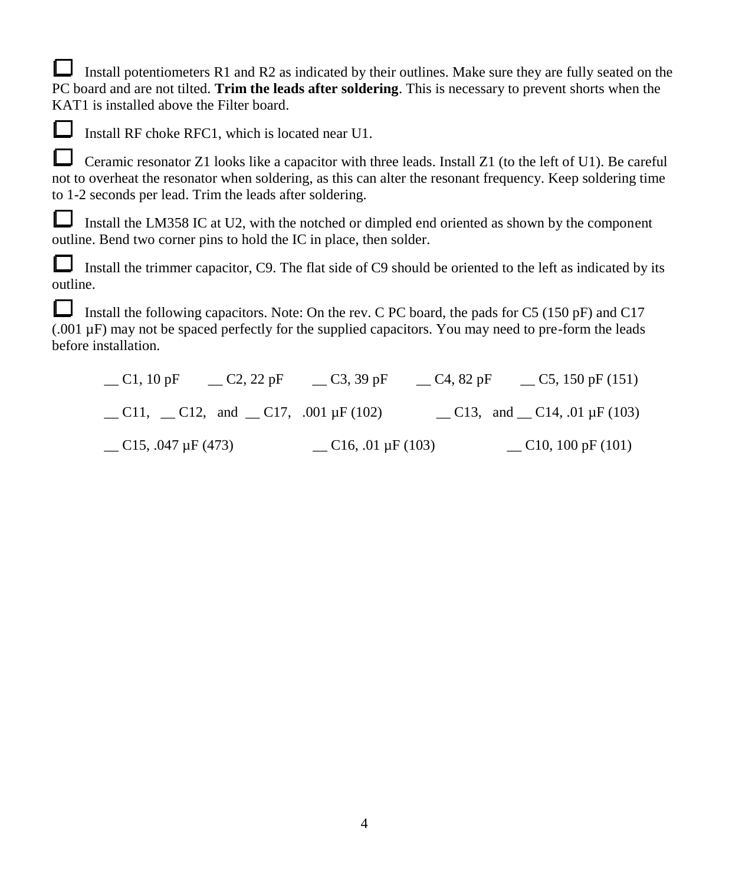☐ Install potentiometers R1 and R2 as indicated by their outlines. Make sure they are fully seated on the PC board and are not tilted. **Trim the leads after soldering**. This is necessary to prevent shorts when the KAT1 is installed above the Filter board.

☐ Install RF choke RFC1, which is located near U1.

☐ Ceramic resonator Z1 looks like a capacitor with three leads. Install Z1 (to the left of U1). Be careful not to overheat the resonator when soldering, as this can alter the resonant frequency. Keep soldering time to 1-2 seconds per lead. Trim the leads after soldering.

☐ Install the LM358 IC at U2, with the notched or dimpled end oriented as shown by the component outline. Bend two corner pins to hold the IC in place, then solder.

☐ Install the trimmer capacitor, C9. The flat side of C9 should be oriented to the left as indicated by its outline.

☐ Install the following capacitors. Note: On the rev. C PC board, the pads for C5 (150 pF) and C17 (.001 µF) may not be spaced perfectly for the supplied capacitors. You may need to pre-form the leads before installation.

__ C1, 10 pF &nbsp;&nbsp; __ C2, 22 pF &nbsp;&nbsp; __ C3, 39 pF &nbsp;&nbsp; __ C4, 82 pF &nbsp;&nbsp; __ C5, 150 pF (151)

__ C11, __ C12, and __ C17, .001 µF (102) &nbsp;&nbsp; __ C13, and __ C14, .01 µF (103)

__ C15, .047 µF (473) &nbsp;&nbsp; __ C16, .01 µF (103) &nbsp;&nbsp; __ C10, 100 pF (101)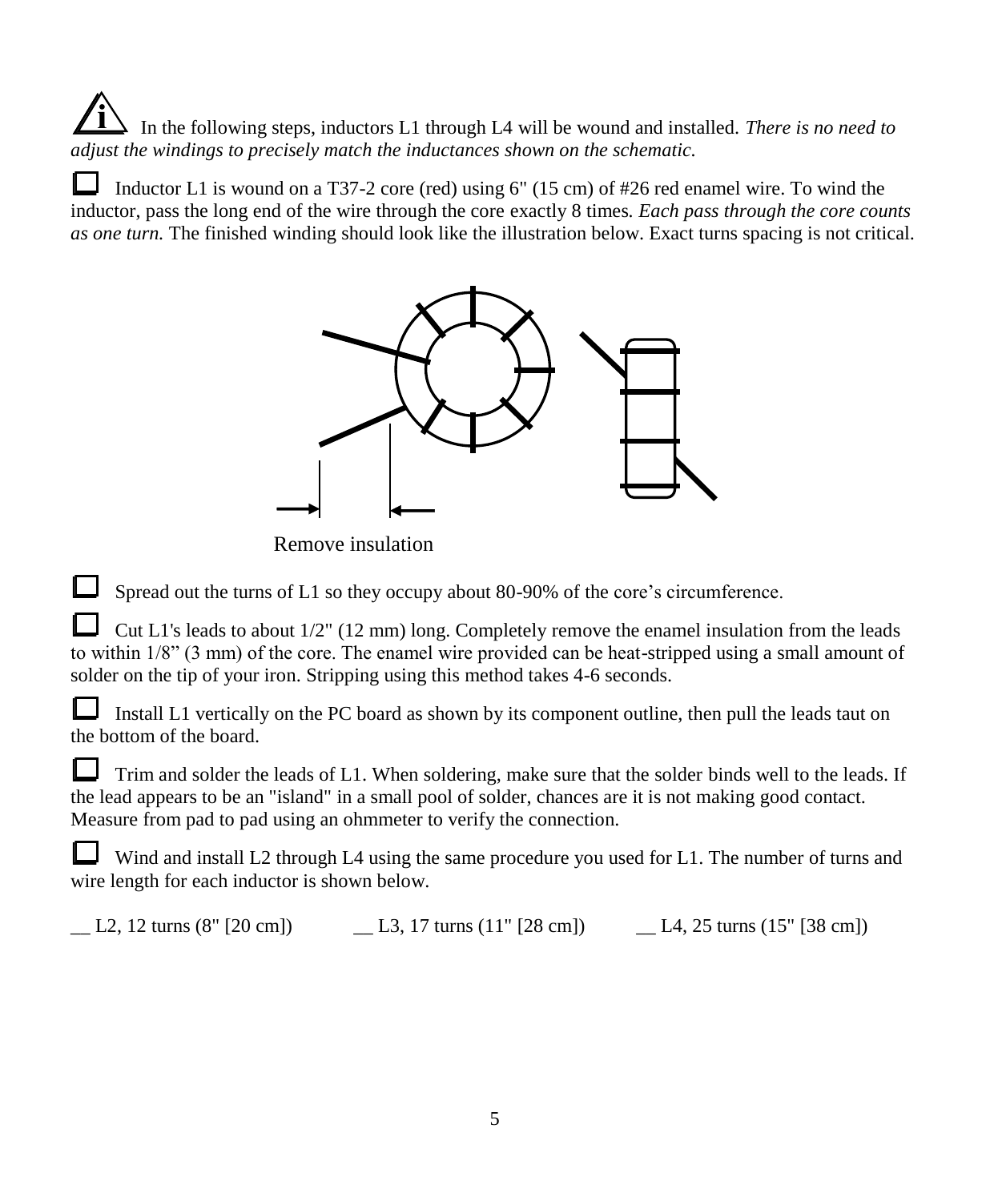ℹ In the following steps, inductors L1 through L4 will be wound and installed. *There is no need to adjust the windings to precisely match the inductances shown on the schematic.*

☐ Inductor L1 is wound on a T37-2 core (red) using 6" (15 cm) of #26 red enamel wire. To wind the inductor, pass the long end of the wire through the core exactly 8 times. *Each pass through the core counts as one turn.* The finished winding should look like the illustration below. Exact turns spacing is not critical.

Remove insulation

☐ Spread out the turns of L1 so they occupy about 80-90% of the core's circumference.

☐ Cut L1's leads to about 1/2" (12 mm) long. Completely remove the enamel insulation from the leads to within 1/8" (3 mm) of the core. The enamel wire provided can be heat-stripped using a small amount of solder on the tip of your iron. Stripping using this method takes 4-6 seconds.

☐ Install L1 vertically on the PC board as shown by its component outline, then pull the leads taut on the bottom of the board.

☐ Trim and solder the leads of L1. When soldering, make sure that the solder binds well to the leads. If the lead appears to be an "island" in a small pool of solder, chances are it is not making good contact. Measure from pad to pad using an ohmmeter to verify the connection.

☐ Wind and install L2 through L4 using the same procedure you used for L1. The number of turns and wire length for each inductor is shown below.

__ L2, 12 turns (8" [20 cm]) __ L3, 17 turns (11" [28 cm]) __ L4, 25 turns (15" [38 cm])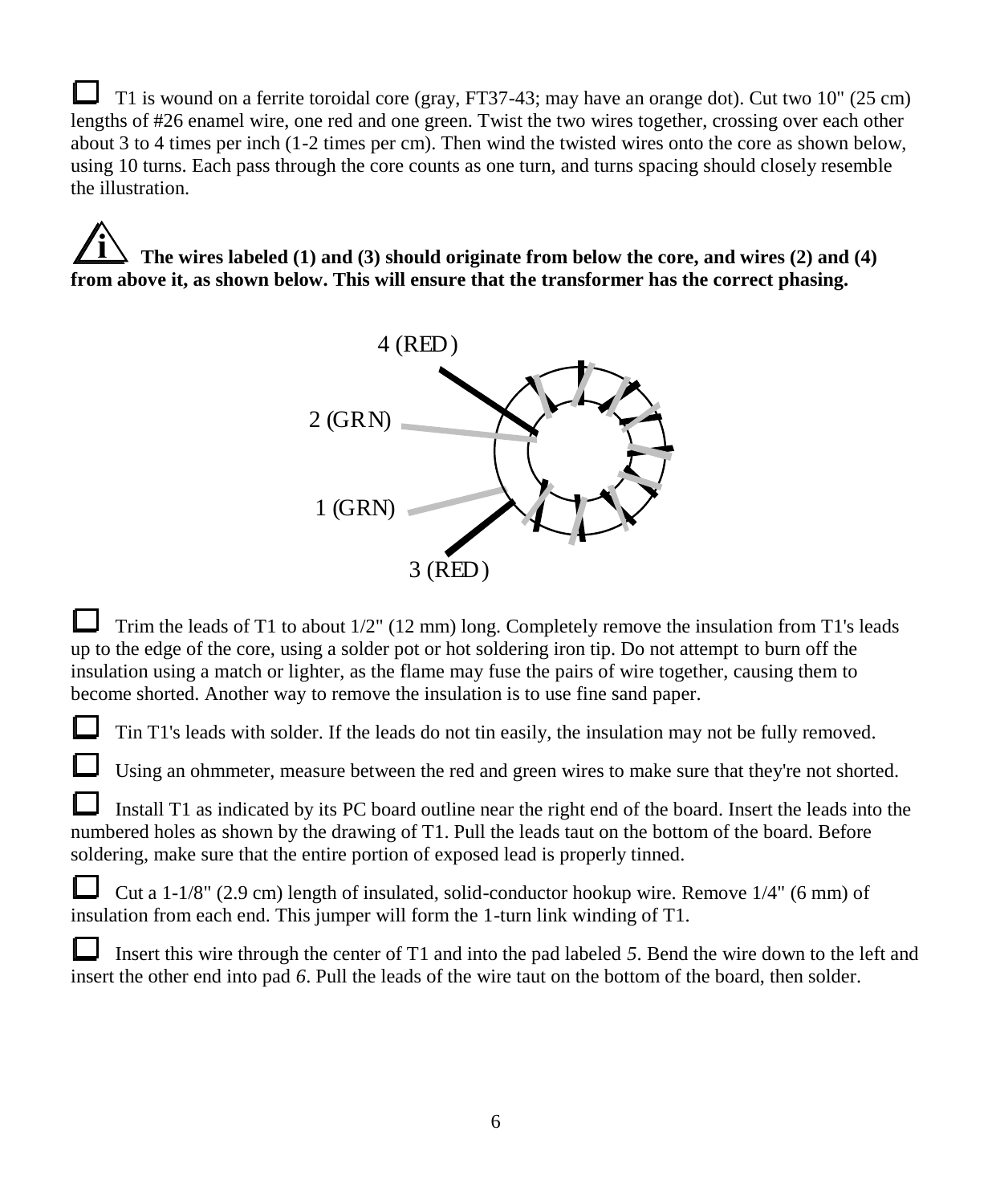☐ T1 is wound on a ferrite toroidal core (gray, FT37-43; may have an orange dot). Cut two 10" (25 cm) lengths of #26 enamel wire, one red and one green. Twist the two wires together, crossing over each other about 3 to 4 times per inch (1-2 times per cm). Then wind the twisted wires onto the core as shown below, using 10 turns. Each pass through the core counts as one turn, and turns spacing should closely resemble the illustration.

**The wires labeled (1) and (3) should originate from below the core, and wires (2) and (4) from above it, as shown below. This will ensure that the transformer has the correct phasing.**

4 (RED)

2 (GRN)

1 (GRN)

3 (RED)

☐ Trim the leads of T1 to about 1/2" (12 mm) long. Completely remove the insulation from T1's leads up to the edge of the core, using a solder pot or hot soldering iron tip. Do not attempt to burn off the insulation using a match or lighter, as the flame may fuse the pairs of wire together, causing them to become shorted. Another way to remove the insulation is to use fine sand paper.

☐ Tin T1's leads with solder. If the leads do not tin easily, the insulation may not be fully removed.

☐ Using an ohmmeter, measure between the red and green wires to make sure that they're not shorted.

☐ Install T1 as indicated by its PC board outline near the right end of the board. Insert the leads into the numbered holes as shown by the drawing of T1. Pull the leads taut on the bottom of the board. Before soldering, make sure that the entire portion of exposed lead is properly tinned.

☐ Cut a 1-1/8" (2.9 cm) length of insulated, solid-conductor hookup wire. Remove 1/4" (6 mm) of insulation from each end. This jumper will form the 1-turn link winding of T1.

☐ Insert this wire through the center of T1 and into the pad labeled *5*. Bend the wire down to the left and insert the other end into pad *6*. Pull the leads of the wire taut on the bottom of the board, then solder.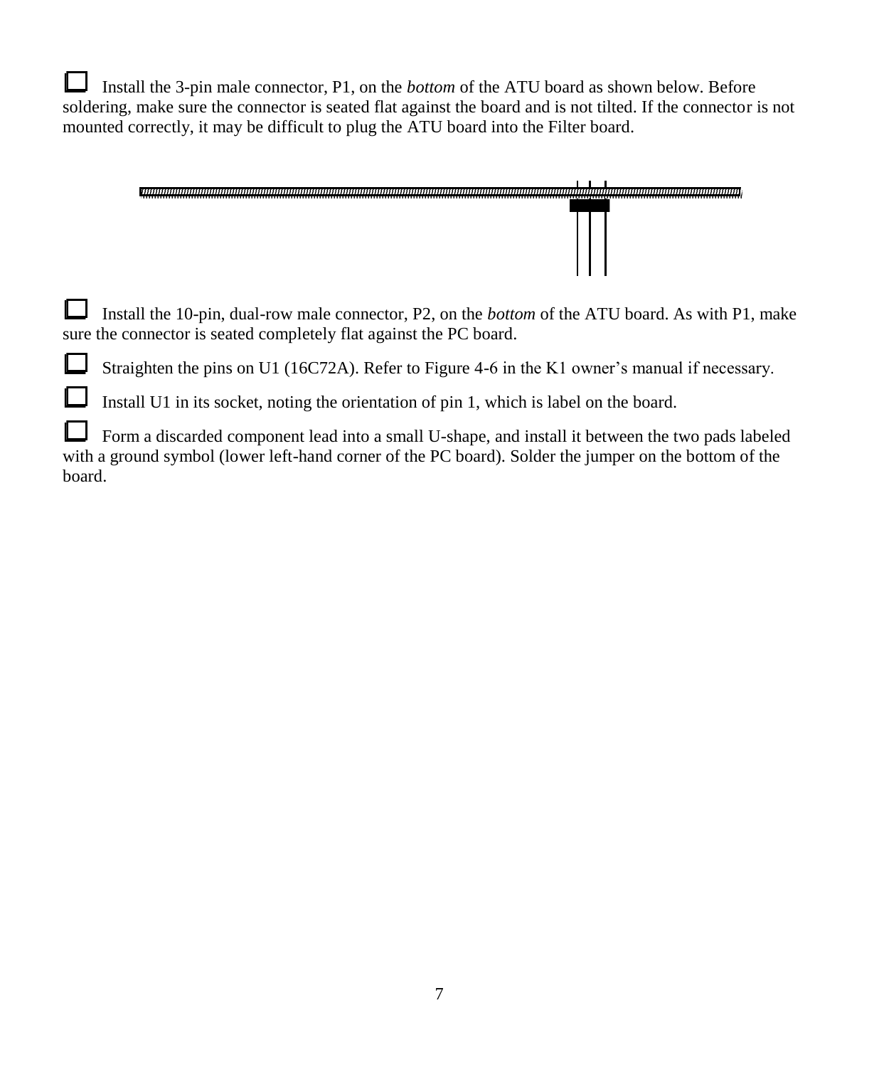☐ Install the 3-pin male connector, P1, on the *bottom* of the ATU board as shown below. Before soldering, make sure the connector is seated flat against the board and is not tilted. If the connector is not mounted correctly, it may be difficult to plug the ATU board into the Filter board.

☐ Install the 10-pin, dual-row male connector, P2, on the *bottom* of the ATU board. As with P1, make sure the connector is seated completely flat against the PC board.

☐ Straighten the pins on U1 (16C72A). Refer to Figure 4-6 in the K1 owner's manual if necessary.

☐ Install U1 in its socket, noting the orientation of pin 1, which is label on the board.

☐ Form a discarded component lead into a small U-shape, and install it between the two pads labeled with a ground symbol (lower left-hand corner of the PC board). Solder the jumper on the bottom of the board.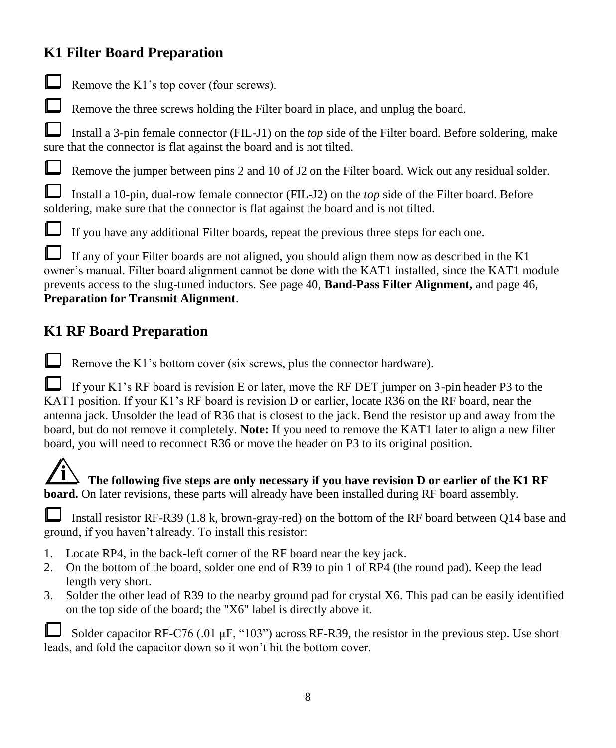## K1 Filter Board Preparation

☐ Remove the K1's top cover (four screws).

☐ Remove the three screws holding the Filter board in place, and unplug the board.

☐ Install a 3-pin female connector (FIL-J1) on the *top* side of the Filter board. Before soldering, make sure that the connector is flat against the board and is not tilted.

☐ Remove the jumper between pins 2 and 10 of J2 on the Filter board. Wick out any residual solder.

☐ Install a 10-pin, dual-row female connector (FIL-J2) on the *top* side of the Filter board. Before soldering, make sure that the connector is flat against the board and is not tilted.

☐ If you have any additional Filter boards, repeat the previous three steps for each one.

☐ If any of your Filter boards are not aligned, you should align them now as described in the K1 owner's manual. Filter board alignment cannot be done with the KAT1 installed, since the KAT1 module prevents access to the slug-tuned inductors. See page 40, **Band-Pass Filter Alignment,** and page 46, **Preparation for Transmit Alignment**.

## K1 RF Board Preparation

☐ Remove the K1's bottom cover (six screws, plus the connector hardware).

☐ If your K1's RF board is revision E or later, move the RF DET jumper on 3-pin header P3 to the KAT1 position. If your K1's RF board is revision D or earlier, locate R36 on the RF board, near the antenna jack. Unsolder the lead of R36 that is closest to the jack. Bend the resistor up and away from the board, but do not remove it completely. **Note:** If you need to remove the KAT1 later to align a new filter board, you will need to reconnect R36 or move the header on P3 to its original position.

ⓘ **The following five steps are only necessary if you have revision D or earlier of the K1 RF board.** On later revisions, these parts will already have been installed during RF board assembly.

☐ Install resistor RF-R39 (1.8 k, brown-gray-red) on the bottom of the RF board between Q14 base and ground, if you haven't already. To install this resistor:

1. Locate RP4, in the back-left corner of the RF board near the key jack.
2. On the bottom of the board, solder one end of R39 to pin 1 of RP4 (the round pad). Keep the lead length very short.
3. Solder the other lead of R39 to the nearby ground pad for crystal X6. This pad can be easily identified on the top side of the board; the "X6" label is directly above it.

☐ Solder capacitor RF-C76 (.01 μF, "103") across RF-R39, the resistor in the previous step. Use short leads, and fold the capacitor down so it won't hit the bottom cover.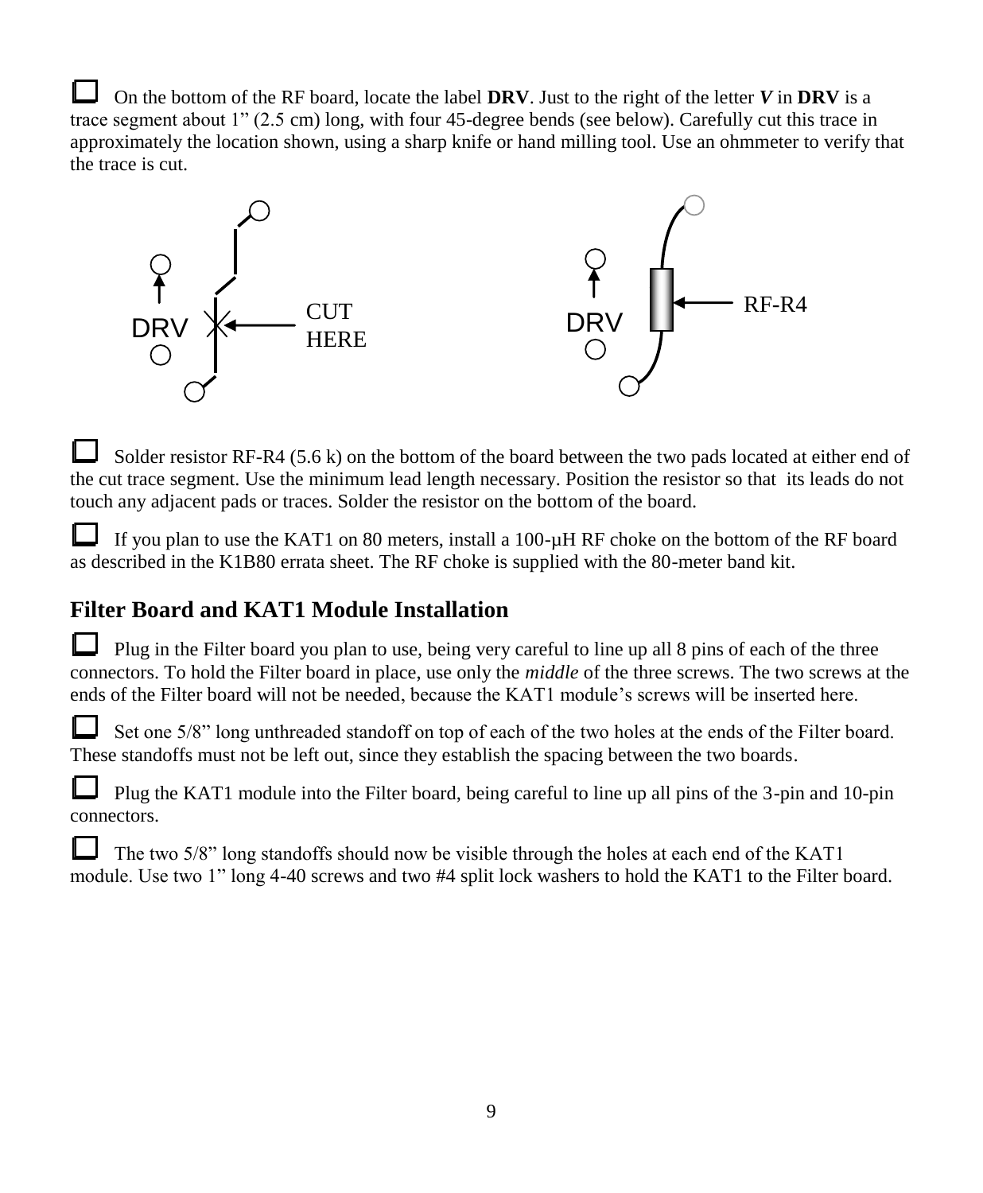☐ On the bottom of the RF board, locate the label **DRV**. Just to the right of the letter ***V*** in **DRV** is a trace segment about 1” (2.5 cm) long, with four 45-degree bends (see below). Carefully cut this trace in approximately the location shown, using a sharp knife or hand milling tool. Use an ohmmeter to verify that the trace is cut.

☐ Solder resistor RF-R4 (5.6 k) on the bottom of the board between the two pads located at either end of the cut trace segment. Use the minimum lead length necessary. Position the resistor so that its leads do not touch any adjacent pads or traces. Solder the resistor on the bottom of the board.

☐ If you plan to use the KAT1 on 80 meters, install a 100-µH RF choke on the bottom of the RF board as described in the K1B80 errata sheet. The RF choke is supplied with the 80-meter band kit.

## Filter Board and KAT1 Module Installation

☐ Plug in the Filter board you plan to use, being very careful to line up all 8 pins of each of the three connectors. To hold the Filter board in place, use only the *middle* of the three screws. The two screws at the ends of the Filter board will not be needed, because the KAT1 module’s screws will be inserted here.

☐ Set one 5/8” long unthreaded standoff on top of each of the two holes at the ends of the Filter board. These standoffs must not be left out, since they establish the spacing between the two boards.

☐ Plug the KAT1 module into the Filter board, being careful to line up all pins of the 3-pin and 10-pin connectors.

☐ The two 5/8” long standoffs should now be visible through the holes at each end of the KAT1 module. Use two 1” long 4-40 screws and two #4 split lock washers to hold the KAT1 to the Filter board.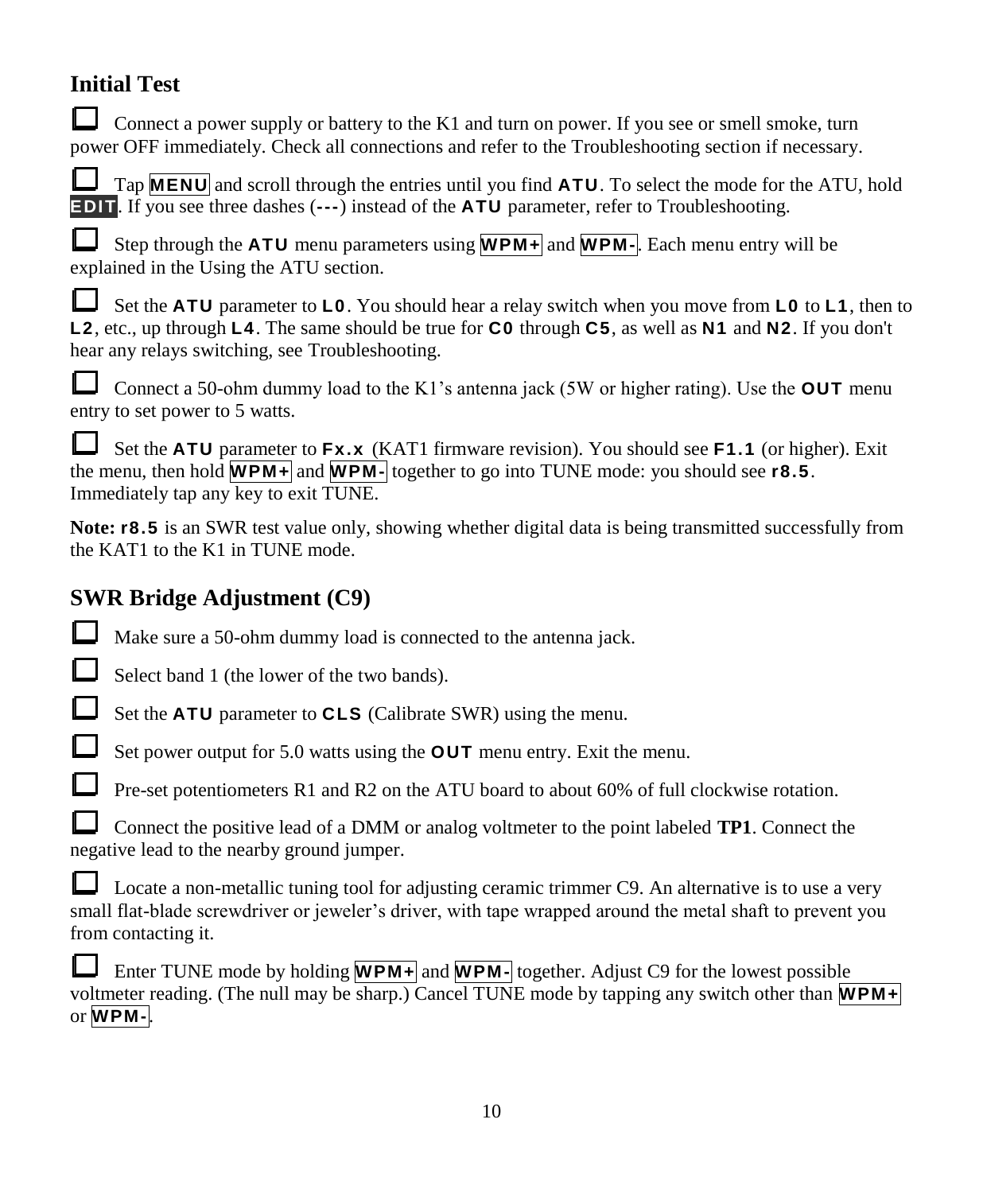## Initial Test

☐ Connect a power supply or battery to the K1 and turn on power. If you see or smell smoke, turn power OFF immediately. Check all connections and refer to the Troubleshooting section if necessary.

☐ Tap **MENU** and scroll through the entries until you find **ATU**. To select the mode for the ATU, hold **EDIT**. If you see three dashes (**---**) instead of the **ATU** parameter, refer to Troubleshooting.

☐ Step through the **ATU** menu parameters using **WPM+** and **WPM-**. Each menu entry will be explained in the Using the ATU section.

☐ Set the **ATU** parameter to **L0**. You should hear a relay switch when you move from **L0** to **L1**, then to **L2**, etc., up through **L4**. The same should be true for **C0** through **C5**, as well as **N1** and **N2**. If you don't hear any relays switching, see Troubleshooting.

☐ Connect a 50-ohm dummy load to the K1's antenna jack (5W or higher rating). Use the **OUT** menu entry to set power to 5 watts.

☐ Set the **ATU** parameter to **Fx.x** (KAT1 firmware revision). You should see **F1.1** (or higher). Exit the menu, then hold **WPM+** and **WPM-** together to go into TUNE mode: you should see **r8.5**. Immediately tap any key to exit TUNE.

**Note: r8.5** is an SWR test value only, showing whether digital data is being transmitted successfully from the KAT1 to the K1 in TUNE mode.

## SWR Bridge Adjustment (C9)

☐ Make sure a 50-ohm dummy load is connected to the antenna jack.

☐ Select band 1 (the lower of the two bands).

☐ Set the **ATU** parameter to **CLS** (Calibrate SWR) using the menu.

☐ Set power output for 5.0 watts using the **OUT** menu entry. Exit the menu.

☐ Pre-set potentiometers R1 and R2 on the ATU board to about 60% of full clockwise rotation.

☐ Connect the positive lead of a DMM or analog voltmeter to the point labeled **TP1**. Connect the negative lead to the nearby ground jumper.

☐ Locate a non-metallic tuning tool for adjusting ceramic trimmer C9. An alternative is to use a very small flat-blade screwdriver or jeweler's driver, with tape wrapped around the metal shaft to prevent you from contacting it.

☐ Enter TUNE mode by holding **WPM+** and **WPM-** together. Adjust C9 for the lowest possible voltmeter reading. (The null may be sharp.) Cancel TUNE mode by tapping any switch other than **WPM+** or **WPM-**.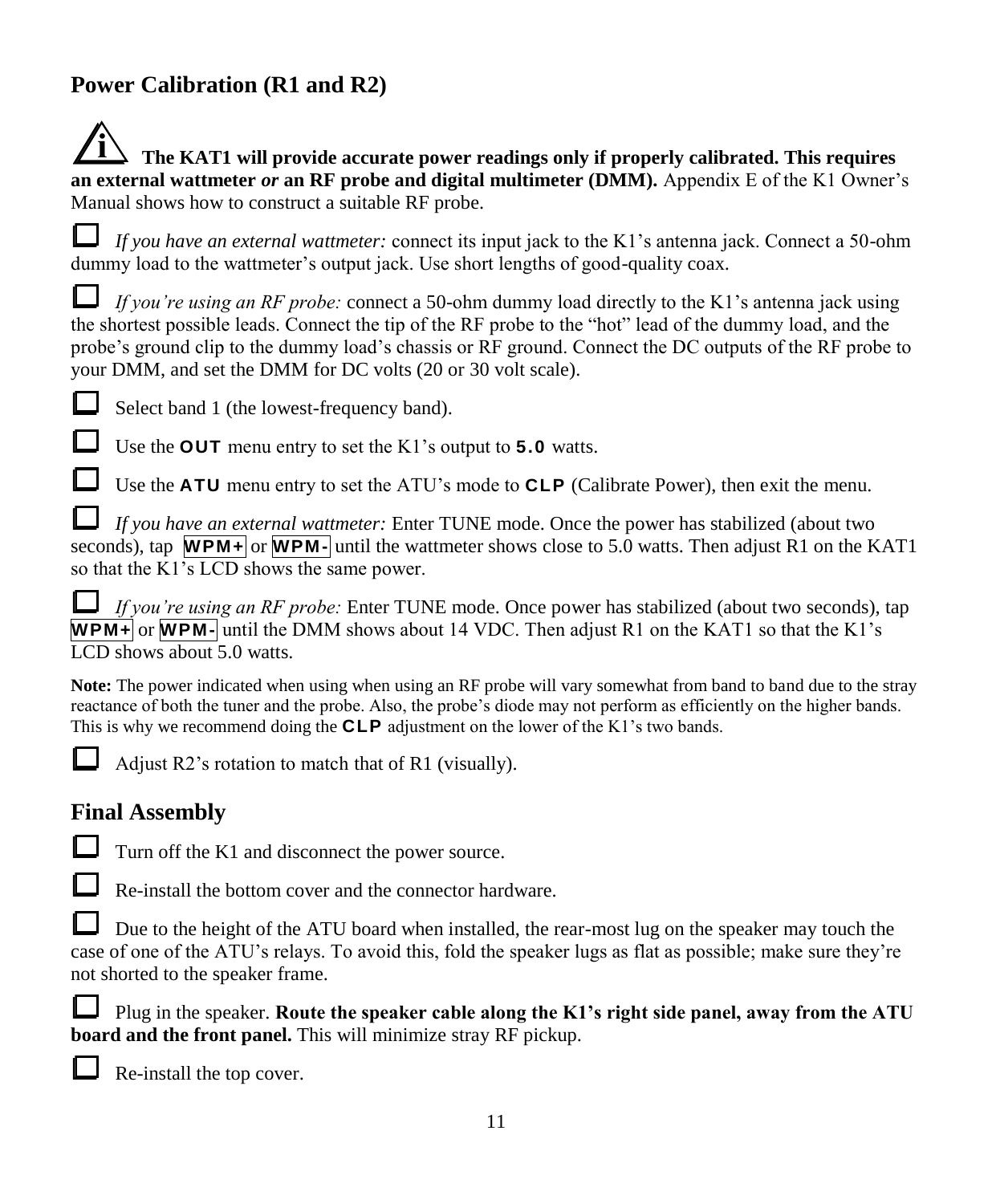## Power Calibration (R1 and R2)

**The KAT1 will provide accurate power readings only if properly calibrated. This requires an external wattmeter *or* an RF probe and digital multimeter (DMM).** Appendix E of the K1 Owner's Manual shows how to construct a suitable RF probe.

- ☐ *If you have an external wattmeter:* connect its input jack to the K1's antenna jack. Connect a 50-ohm dummy load to the wattmeter's output jack. Use short lengths of good-quality coax.

- ☐ *If you're using an RF probe:* connect a 50-ohm dummy load directly to the K1's antenna jack using the shortest possible leads. Connect the tip of the RF probe to the "hot" lead of the dummy load, and the probe's ground clip to the dummy load's chassis or RF ground. Connect the DC outputs of the RF probe to your DMM, and set the DMM for DC volts (20 or 30 volt scale).

- ☐ Select band 1 (the lowest-frequency band).

- ☐ Use the **OUT** menu entry to set the K1's output to **5.0** watts.

- ☐ Use the **ATU** menu entry to set the ATU's mode to **CLP** (Calibrate Power), then exit the menu.

- ☐ *If you have an external wattmeter:* Enter TUNE mode. Once the power has stabilized (about two seconds), tap **WPM+** or **WPM-** until the wattmeter shows close to 5.0 watts. Then adjust R1 on the KAT1 so that the K1's LCD shows the same power.

- ☐ *If you're using an RF probe:* Enter TUNE mode. Once power has stabilized (about two seconds), tap **WPM+** or **WPM-** until the DMM shows about 14 VDC. Then adjust R1 on the KAT1 so that the K1's LCD shows about 5.0 watts.

**Note:** The power indicated when using when using an RF probe will vary somewhat from band to band due to the stray reactance of both the tuner and the probe. Also, the probe's diode may not perform as efficiently on the higher bands. This is why we recommend doing the **CLP** adjustment on the lower of the K1's two bands.

- ☐ Adjust R2's rotation to match that of R1 (visually).

## Final Assembly

- ☐ Turn off the K1 and disconnect the power source.

- ☐ Re-install the bottom cover and the connector hardware.

- ☐ Due to the height of the ATU board when installed, the rear-most lug on the speaker may touch the case of one of the ATU's relays. To avoid this, fold the speaker lugs as flat as possible; make sure they're not shorted to the speaker frame.

- ☐ Plug in the speaker. **Route the speaker cable along the K1's right side panel, away from the ATU board and the front panel.** This will minimize stray RF pickup.

- ☐ Re-install the top cover.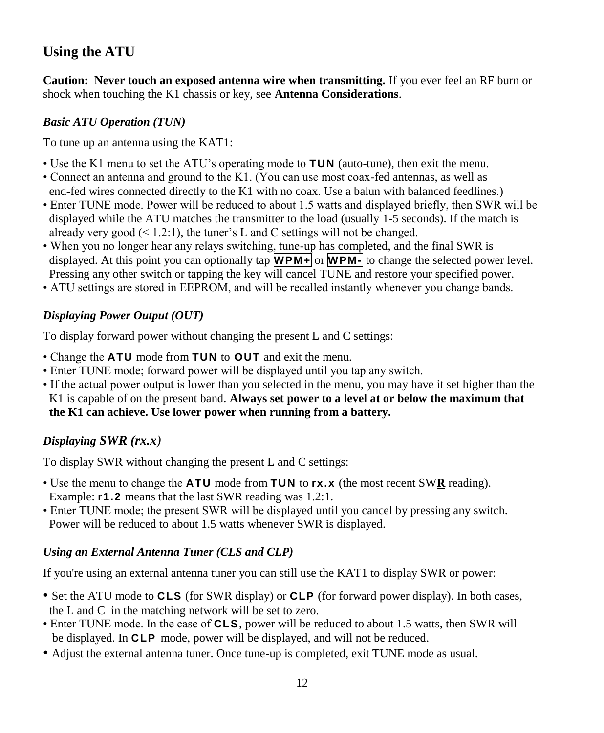## Using the ATU

**Caution: Never touch an exposed antenna wire when transmitting.** If you ever feel an RF burn or shock when touching the K1 chassis or key, see **Antenna Considerations**.

### *Basic ATU Operation (TUN)*

To tune up an antenna using the KAT1:

- Use the K1 menu to set the ATU's operating mode to **TUN** (auto-tune), then exit the menu.
- Connect an antenna and ground to the K1. (You can use most coax-fed antennas, as well as end-fed wires connected directly to the K1 with no coax. Use a balun with balanced feedlines.)
- Enter TUNE mode. Power will be reduced to about 1.5 watts and displayed briefly, then SWR will be displayed while the ATU matches the transmitter to the load (usually 1-5 seconds). If the match is already very good (< 1.2:1), the tuner's L and C settings will not be changed.
- When you no longer hear any relays switching, tune-up has completed, and the final SWR is displayed. At this point you can optionally tap **WPM+** or **WPM-** to change the selected power level. Pressing any other switch or tapping the key will cancel TUNE and restore your specified power.
- ATU settings are stored in EEPROM, and will be recalled instantly whenever you change bands.

### *Displaying Power Output (OUT)*

To display forward power without changing the present L and C settings:

- Change the **ATU** mode from **TUN** to **OUT** and exit the menu.
- Enter TUNE mode; forward power will be displayed until you tap any switch.
- If the actual power output is lower than you selected in the menu, you may have it set higher than the K1 is capable of on the present band. **Always set power to a level at or below the maximum that the K1 can achieve. Use lower power when running from a battery.**

### *Displaying SWR (rx.x)*

To display SWR without changing the present L and C settings:

- Use the menu to change the **ATU** mode from **TUN** to **rx.x** (the most recent SW**R** reading). Example: **r1.2** means that the last SWR reading was 1.2:1.
- Enter TUNE mode; the present SWR will be displayed until you cancel by pressing any switch. Power will be reduced to about 1.5 watts whenever SWR is displayed.

### *Using an External Antenna Tuner (CLS and CLP)*

If you're using an external antenna tuner you can still use the KAT1 to display SWR or power:

- Set the ATU mode to **CLS** (for SWR display) or **CLP** (for forward power display). In both cases, the L and C in the matching network will be set to zero.
- Enter TUNE mode. In the case of **CLS**, power will be reduced to about 1.5 watts, then SWR will be displayed. In **CLP** mode, power will be displayed, and will not be reduced.
- Adjust the external antenna tuner. Once tune-up is completed, exit TUNE mode as usual.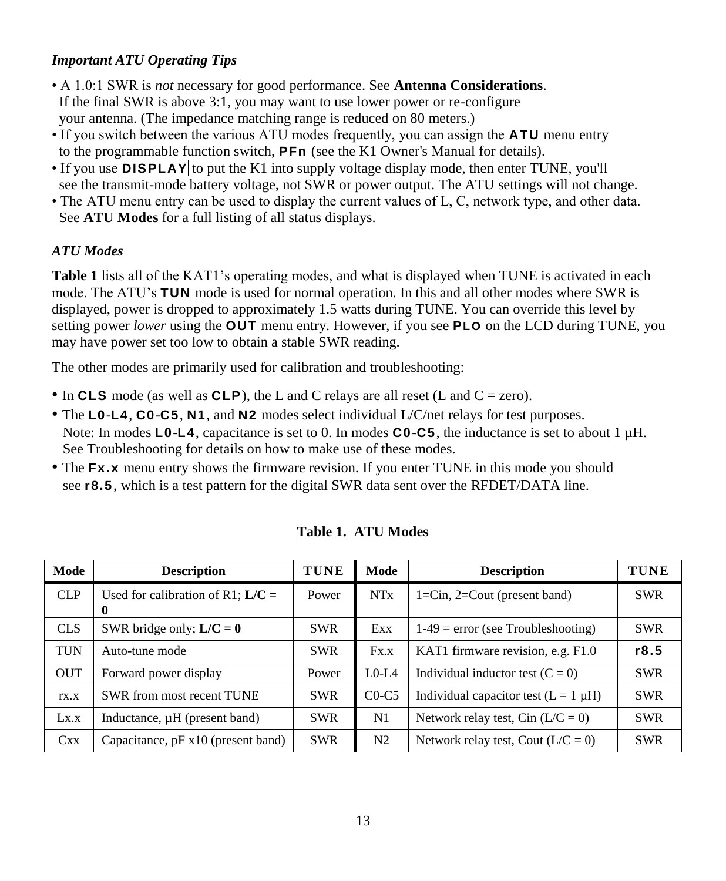### *Important ATU Operating Tips*

- A 1.0:1 SWR is *not* necessary for good performance. See **Antenna Considerations**. If the final SWR is above 3:1, you may want to use lower power or re-configure your antenna. (The impedance matching range is reduced on 80 meters.)
- If you switch between the various ATU modes frequently, you can assign the **ATU** menu entry to the programmable function switch, **PFn** (see the K1 Owner's Manual for details).
- If you use **DISPLAY** to put the K1 into supply voltage display mode, then enter TUNE, you'll see the transmit-mode battery voltage, not SWR or power output. The ATU settings will not change.
- The ATU menu entry can be used to display the current values of L, C, network type, and other data. See **ATU Modes** for a full listing of all status displays.

### *ATU Modes*

**Table 1** lists all of the KAT1's operating modes, and what is displayed when TUNE is activated in each mode. The ATU's **TUN** mode is used for normal operation. In this and all other modes where SWR is displayed, power is dropped to approximately 1.5 watts during TUNE. You can override this level by setting power *lower* using the **OUT** menu entry. However, if you see **PLO** on the LCD during TUNE, you may have power set too low to obtain a stable SWR reading.

The other modes are primarily used for calibration and troubleshooting:

- In **CLS** mode (as well as **CLP**), the L and C relays are all reset (L and C = zero).
- The **L0**-**L4**, **C0**-**C5**, **N1**, and **N2** modes select individual L/C/net relays for test purposes. Note: In modes **L0**-**L4**, capacitance is set to 0. In modes **C0**-**C5**, the inductance is set to about 1 µH. See Troubleshooting for details on how to make use of these modes.
- The **Fx.x** menu entry shows the firmware revision. If you enter TUNE in this mode you should see **r8.5**, which is a test pattern for the digital SWR data sent over the RFDET/DATA line.

**Table 1. ATU Modes**

| Mode | Description | TUNE | Mode | Description | TUNE |
|---|---|---|---|---|---|
| CLP | Used for calibration of R1; **L/C = 0** | Power | NTx | 1=Cin, 2=Cout (present band) | SWR |
| CLS | SWR bridge only; **L/C = 0** | SWR | Exx | 1-49 = error (see Troubleshooting) | SWR |
| TUN | Auto-tune mode | SWR | Fx.x | KAT1 firmware revision, e.g. F1.0 | **r8.5** |
| OUT | Forward power display | Power | L0-L4 | Individual inductor test (C = 0) | SWR |
| rx.x | SWR from most recent TUNE | SWR | C0-C5 | Individual capacitor test (L = 1 µH) | SWR |
| Lx.x | Inductance, µH (present band) | SWR | N1 | Network relay test, Cin (L/C = 0) | SWR |
| Cxx | Capacitance, pF x10 (present band) | SWR | N2 | Network relay test, Cout (L/C = 0) | SWR |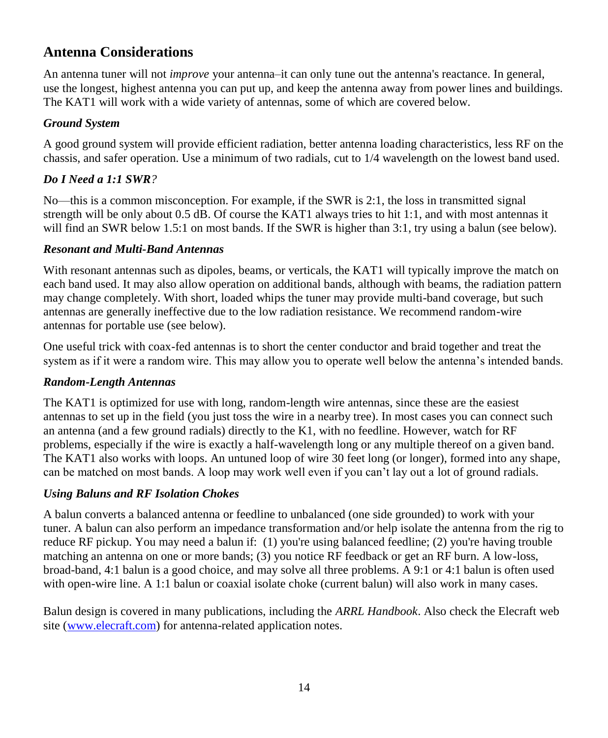## Antenna Considerations

An antenna tuner will not *improve* your antenna–it can only tune out the antenna's reactance. In general, use the longest, highest antenna you can put up, and keep the antenna away from power lines and buildings. The KAT1 will work with a wide variety of antennas, some of which are covered below.

### *Ground System*

A good ground system will provide efficient radiation, better antenna loading characteristics, less RF on the chassis, and safer operation. Use a minimum of two radials, cut to 1/4 wavelength on the lowest band used.

### *Do I Need a 1:1 SWR?*

No—this is a common misconception. For example, if the SWR is 2:1, the loss in transmitted signal strength will be only about 0.5 dB. Of course the KAT1 always tries to hit 1:1, and with most antennas it will find an SWR below 1.5:1 on most bands. If the SWR is higher than 3:1, try using a balun (see below).

### *Resonant and Multi-Band Antennas*

With resonant antennas such as dipoles, beams, or verticals, the KAT1 will typically improve the match on each band used. It may also allow operation on additional bands, although with beams, the radiation pattern may change completely. With short, loaded whips the tuner may provide multi-band coverage, but such antennas are generally ineffective due to the low radiation resistance. We recommend random-wire antennas for portable use (see below).

One useful trick with coax-fed antennas is to short the center conductor and braid together and treat the system as if it were a random wire. This may allow you to operate well below the antenna's intended bands.

### *Random-Length Antennas*

The KAT1 is optimized for use with long, random-length wire antennas, since these are the easiest antennas to set up in the field (you just toss the wire in a nearby tree). In most cases you can connect such an antenna (and a few ground radials) directly to the K1, with no feedline. However, watch for RF problems, especially if the wire is exactly a half-wavelength long or any multiple thereof on a given band. The KAT1 also works with loops. An untuned loop of wire 30 feet long (or longer), formed into any shape, can be matched on most bands. A loop may work well even if you can't lay out a lot of ground radials.

### *Using Baluns and RF Isolation Chokes*

A balun converts a balanced antenna or feedline to unbalanced (one side grounded) to work with your tuner. A balun can also perform an impedance transformation and/or help isolate the antenna from the rig to reduce RF pickup. You may need a balun if: (1) you're using balanced feedline; (2) you're having trouble matching an antenna on one or more bands; (3) you notice RF feedback or get an RF burn. A low-loss, broad-band, 4:1 balun is a good choice, and may solve all three problems. A 9:1 or 4:1 balun is often used with open-wire line. A 1:1 balun or coaxial isolate choke (current balun) will also work in many cases.

Balun design is covered in many publications, including the *ARRL Handbook*. Also check the Elecraft web site (www.elecraft.com) for antenna-related application notes.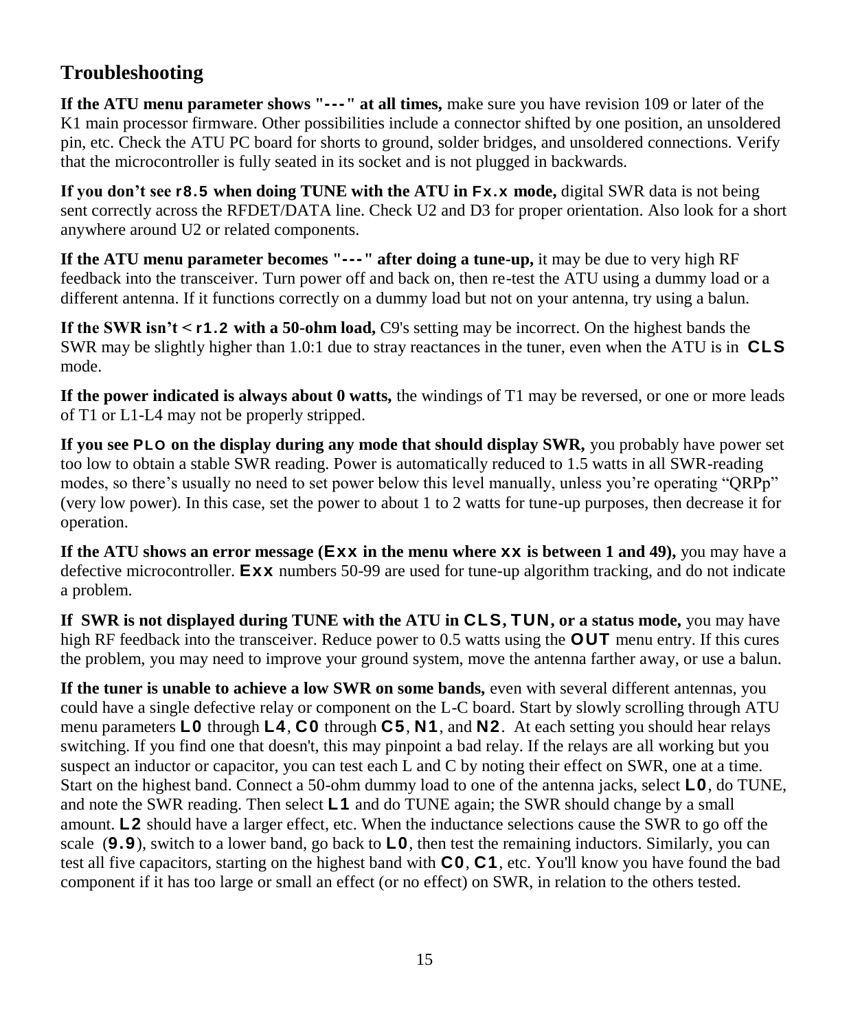## Troubleshooting

**If the ATU menu parameter shows "---" at all times,** make sure you have revision 109 or later of the K1 main processor firmware. Other possibilities include a connector shifted by one position, an unsoldered pin, etc. Check the ATU PC board for shorts to ground, solder bridges, and unsoldered connections. Verify that the microcontroller is fully seated in its socket and is not plugged in backwards.

**If you don't see r8.5 when doing TUNE with the ATU in Fx.x mode,** digital SWR data is not being sent correctly across the RFDET/DATA line. Check U2 and D3 for proper orientation. Also look for a short anywhere around U2 or related components.

**If the ATU menu parameter becomes "---" after doing a tune-up,** it may be due to very high RF feedback into the transceiver. Turn power off and back on, then re-test the ATU using a dummy load or a different antenna. If it functions correctly on a dummy load but not on your antenna, try using a balun.

**If the SWR isn't < r1.2 with a 50-ohm load,** C9's setting may be incorrect. On the highest bands the SWR may be slightly higher than 1.0:1 due to stray reactances in the tuner, even when the ATU is in **CLS** mode.

**If the power indicated is always about 0 watts,** the windings of T1 may be reversed, or one or more leads of T1 or L1-L4 may not be properly stripped.

**If you see PLO on the display during any mode that should display SWR,** you probably have power set too low to obtain a stable SWR reading. Power is automatically reduced to 1.5 watts in all SWR-reading modes, so there's usually no need to set power below this level manually, unless you're operating "QRPp" (very low power). In this case, set the power to about 1 to 2 watts for tune-up purposes, then decrease it for operation.

**If the ATU shows an error message (Exx in the menu where xx is between 1 and 49),** you may have a defective microcontroller. **Exx** numbers 50-99 are used for tune-up algorithm tracking, and do not indicate a problem.

**If SWR is not displayed during TUNE with the ATU in CLS, TUN, or a status mode,** you may have high RF feedback into the transceiver. Reduce power to 0.5 watts using the **OUT** menu entry. If this cures the problem, you may need to improve your ground system, move the antenna farther away, or use a balun.

**If the tuner is unable to achieve a low SWR on some bands,** even with several different antennas, you could have a single defective relay or component on the L-C board. Start by slowly scrolling through ATU menu parameters **L0** through **L4**, **C0** through **C5**, **N1**, and **N2**. At each setting you should hear relays switching. If you find one that doesn't, this may pinpoint a bad relay. If the relays are all working but you suspect an inductor or capacitor, you can test each L and C by noting their effect on SWR, one at a time. Start on the highest band. Connect a 50-ohm dummy load to one of the antenna jacks, select **L0**, do TUNE, and note the SWR reading. Then select **L1** and do TUNE again; the SWR should change by a small amount. **L2** should have a larger effect, etc. When the inductance selections cause the SWR to go off the scale (**9.9**), switch to a lower band, go back to **L0**, then test the remaining inductors. Similarly, you can test all five capacitors, starting on the highest band with **C0**, **C1**, etc. You'll know you have found the bad component if it has too large or small an effect (or no effect) on SWR, in relation to the others tested.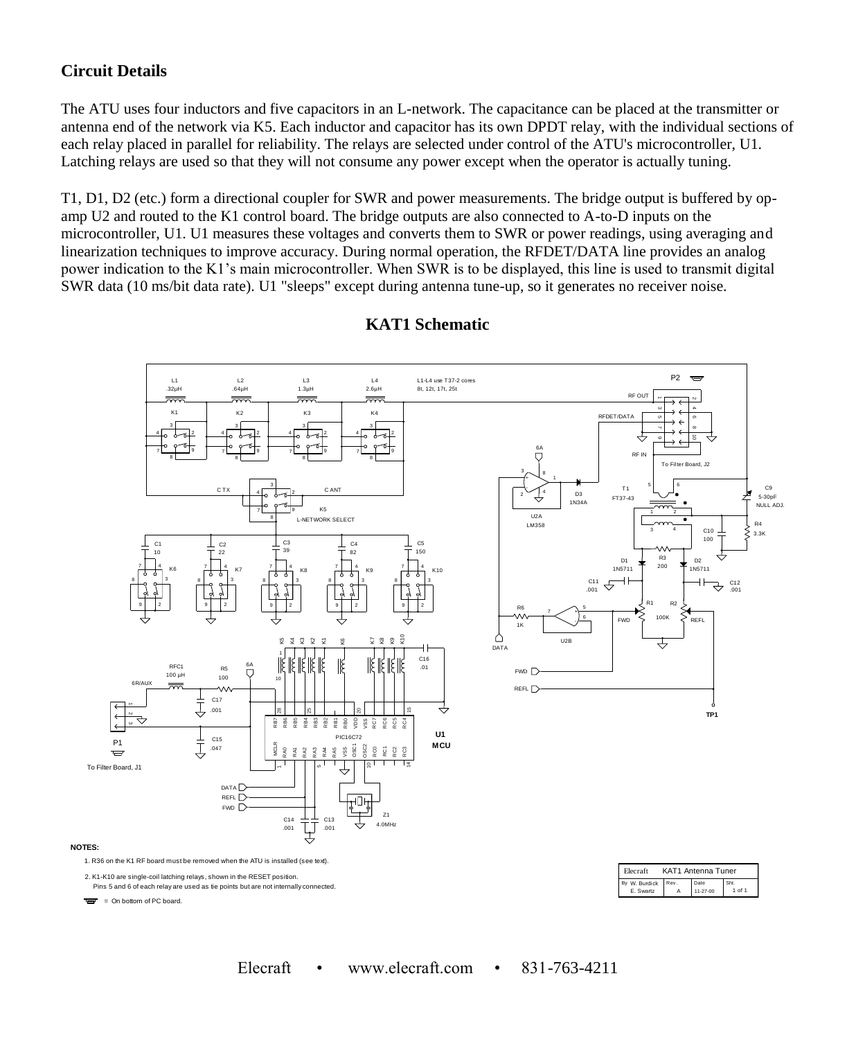## Circuit Details

The ATU uses four inductors and five capacitors in an L-network. The capacitance can be placed at the transmitter or antenna end of the network via K5. Each inductor and capacitor has its own DPDT relay, with the individual sections of each relay placed in parallel for reliability. The relays are selected under control of the ATU's microcontroller, U1. Latching relays are used so that they will not consume any power except when the operator is actually tuning.

T1, D1, D2 (etc.) form a directional coupler for SWR and power measurements. The bridge output is buffered by op-amp U2 and routed to the K1 control board. The bridge outputs are also connected to A-to-D inputs on the microcontroller, U1. U1 measures these voltages and converts them to SWR or power readings, using averaging and linearization techniques to improve accuracy. During normal operation, the RFDET/DATA line provides an analog power indication to the K1's main microcontroller. When SWR is to be displayed, this line is used to transmit digital SWR data (10 ms/bit data rate). U1 "sleeps" except during antenna tune-up, so it generates no receiver noise.

## KAT1 Schematic

L1-L4 use T37-2 cores
8t, 12t, 17t, 25t

**NOTES:**

1. R36 on the K1 RF board must be removed when the ATU is installed (see text).
2. K1-K10 are single-coil latching relays, shown in the RESET position. Pins 5 and 6 of each relay are used as tie points but are not internally connected.

= On bottom of PC board.

Elecraft KAT1 Antenna Tuner
By W. Burdick, E. Swartz | Rev. A | Date 11-27-00 | Sht. 1 of 1